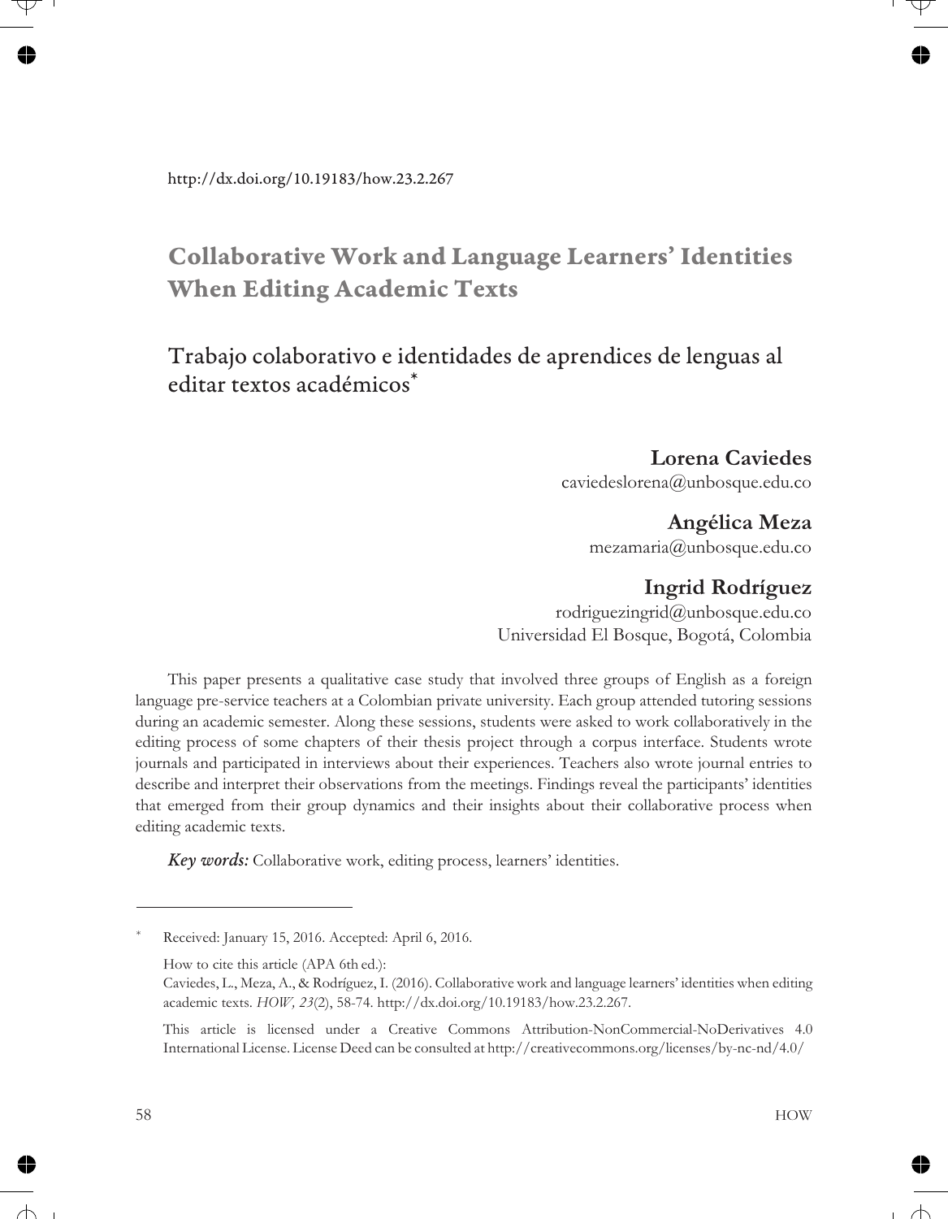http://dx.doi.org/10.19183/how.23.2.267

# Collaborative Work and Language Learners' Identities When Editing Academic Texts

## Trabajo colaborativo e identidades de aprendices de lenguas al editar textos académicos*

**Lorena Caviedes**
caviedeslorena@unbosque.edu.co

**Angélica Meza**
mezamaria@unbosque.edu.co

**Ingrid Rodríguez**
rodriguezingrid@unbosque.edu.co
Universidad El Bosque, Bogotá, Colombia

This paper presents a qualitative case study that involved three groups of English as a foreign language pre-service teachers at a Colombian private university. Each group attended tutoring sessions during an academic semester. Along these sessions, students were asked to work collaboratively in the editing process of some chapters of their thesis project through a corpus interface. Students wrote journals and participated in interviews about their experiences. Teachers also wrote journal entries to describe and interpret their observations from the meetings. Findings reveal the participants' identities that emerged from their group dynamics and their insights about their collaborative process when editing academic texts.

***Key words:*** Collaborative work, editing process, learners' identities.

---

\* Received: January 15, 2016. Accepted: April 6, 2016.

How to cite this article (APA 6th ed.):
Caviedes, L., Meza, A., & Rodríguez, I. (2016). Collaborative work and language learners' identities when editing academic texts. *HOW, 23*(2), 58-74. http://dx.doi.org/10.19183/how.23.2.267.

This article is licensed under a Creative Commons Attribution-NonCommercial-NoDerivatives 4.0 International License. License Deed can be consulted at http://creativecommons.org/licenses/by-nc-nd/4.0/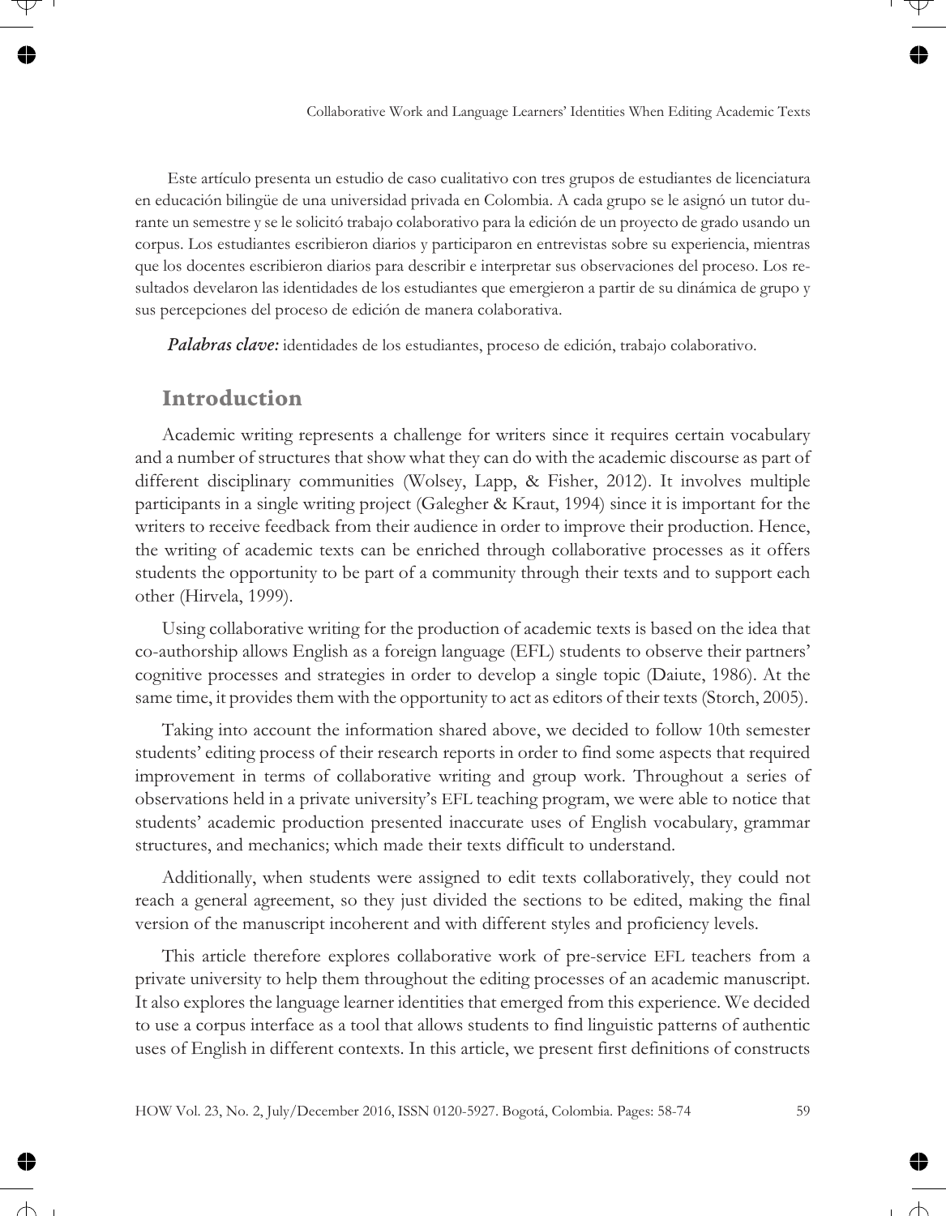Este artículo presenta un estudio de caso cualitativo con tres grupos de estudiantes de licenciatura en educación bilingüe de una universidad privada en Colombia. A cada grupo se le asignó un tutor durante un semestre y se le solicitó trabajo colaborativo para la edición de un proyecto de grado usando un corpus. Los estudiantes escribieron diarios y participaron en entrevistas sobre su experiencia, mientras que los docentes escribieron diarios para describir e interpretar sus observaciones del proceso. Los resultados develaron las identidades de los estudiantes que emergieron a partir de su dinámica de grupo y sus percepciones del proceso de edición de manera colaborativa.

***Palabras clave:*** identidades de los estudiantes, proceso de edición, trabajo colaborativo.

## Introduction

Academic writing represents a challenge for writers since it requires certain vocabulary and a number of structures that show what they can do with the academic discourse as part of different disciplinary communities (Wolsey, Lapp, & Fisher, 2012). It involves multiple participants in a single writing project (Galegher & Kraut, 1994) since it is important for the writers to receive feedback from their audience in order to improve their production. Hence, the writing of academic texts can be enriched through collaborative processes as it offers students the opportunity to be part of a community through their texts and to support each other (Hirvela, 1999).

Using collaborative writing for the production of academic texts is based on the idea that co-authorship allows English as a foreign language (EFL) students to observe their partners' cognitive processes and strategies in order to develop a single topic (Daiute, 1986). At the same time, it provides them with the opportunity to act as editors of their texts (Storch, 2005).

Taking into account the information shared above, we decided to follow 10th semester students' editing process of their research reports in order to find some aspects that required improvement in terms of collaborative writing and group work. Throughout a series of observations held in a private university's EFL teaching program, we were able to notice that students' academic production presented inaccurate uses of English vocabulary, grammar structures, and mechanics; which made their texts difficult to understand.

Additionally, when students were assigned to edit texts collaboratively, they could not reach a general agreement, so they just divided the sections to be edited, making the final version of the manuscript incoherent and with different styles and proficiency levels.

This article therefore explores collaborative work of pre-service EFL teachers from a private university to help them throughout the editing processes of an academic manuscript. It also explores the language learner identities that emerged from this experience. We decided to use a corpus interface as a tool that allows students to find linguistic patterns of authentic uses of English in different contexts. In this article, we present first definitions of constructs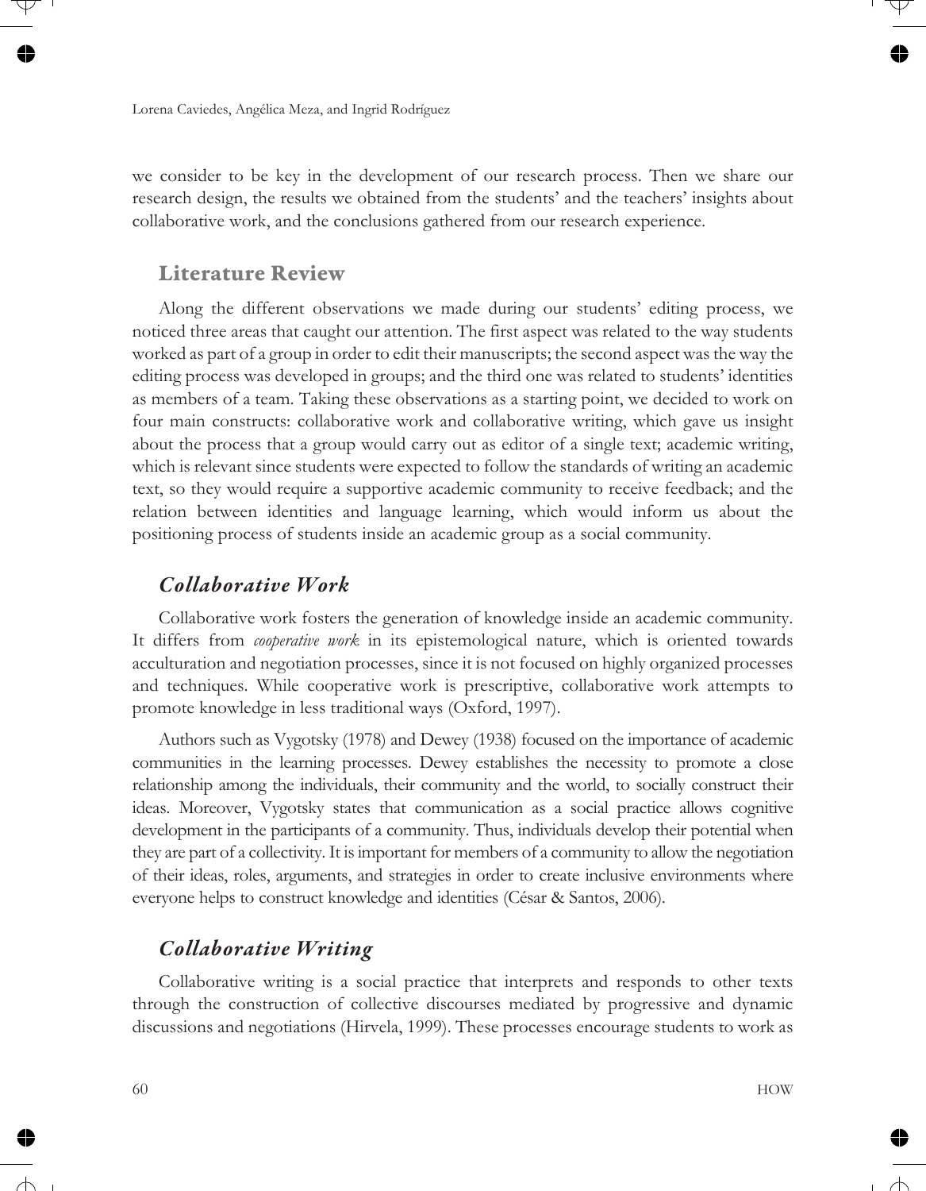we consider to be key in the development of our research process. Then we share our research design, the results we obtained from the students' and the teachers' insights about collaborative work, and the conclusions gathered from our research experience.

## Literature Review

Along the different observations we made during our students' editing process, we noticed three areas that caught our attention. The first aspect was related to the way students worked as part of a group in order to edit their manuscripts; the second aspect was the way the editing process was developed in groups; and the third one was related to students' identities as members of a team. Taking these observations as a starting point, we decided to work on four main constructs: collaborative work and collaborative writing, which gave us insight about the process that a group would carry out as editor of a single text; academic writing, which is relevant since students were expected to follow the standards of writing an academic text, so they would require a supportive academic community to receive feedback; and the relation between identities and language learning, which would inform us about the positioning process of students inside an academic group as a social community.

### *Collaborative Work*

Collaborative work fosters the generation of knowledge inside an academic community. It differs from *cooperative work* in its epistemological nature, which is oriented towards acculturation and negotiation processes, since it is not focused on highly organized processes and techniques. While cooperative work is prescriptive, collaborative work attempts to promote knowledge in less traditional ways (Oxford, 1997).

Authors such as Vygotsky (1978) and Dewey (1938) focused on the importance of academic communities in the learning processes. Dewey establishes the necessity to promote a close relationship among the individuals, their community and the world, to socially construct their ideas. Moreover, Vygotsky states that communication as a social practice allows cognitive development in the participants of a community. Thus, individuals develop their potential when they are part of a collectivity. It is important for members of a community to allow the negotiation of their ideas, roles, arguments, and strategies in order to create inclusive environments where everyone helps to construct knowledge and identities (César & Santos, 2006).

### *Collaborative Writing*

Collaborative writing is a social practice that interprets and responds to other texts through the construction of collective discourses mediated by progressive and dynamic discussions and negotiations (Hirvela, 1999). These processes encourage students to work as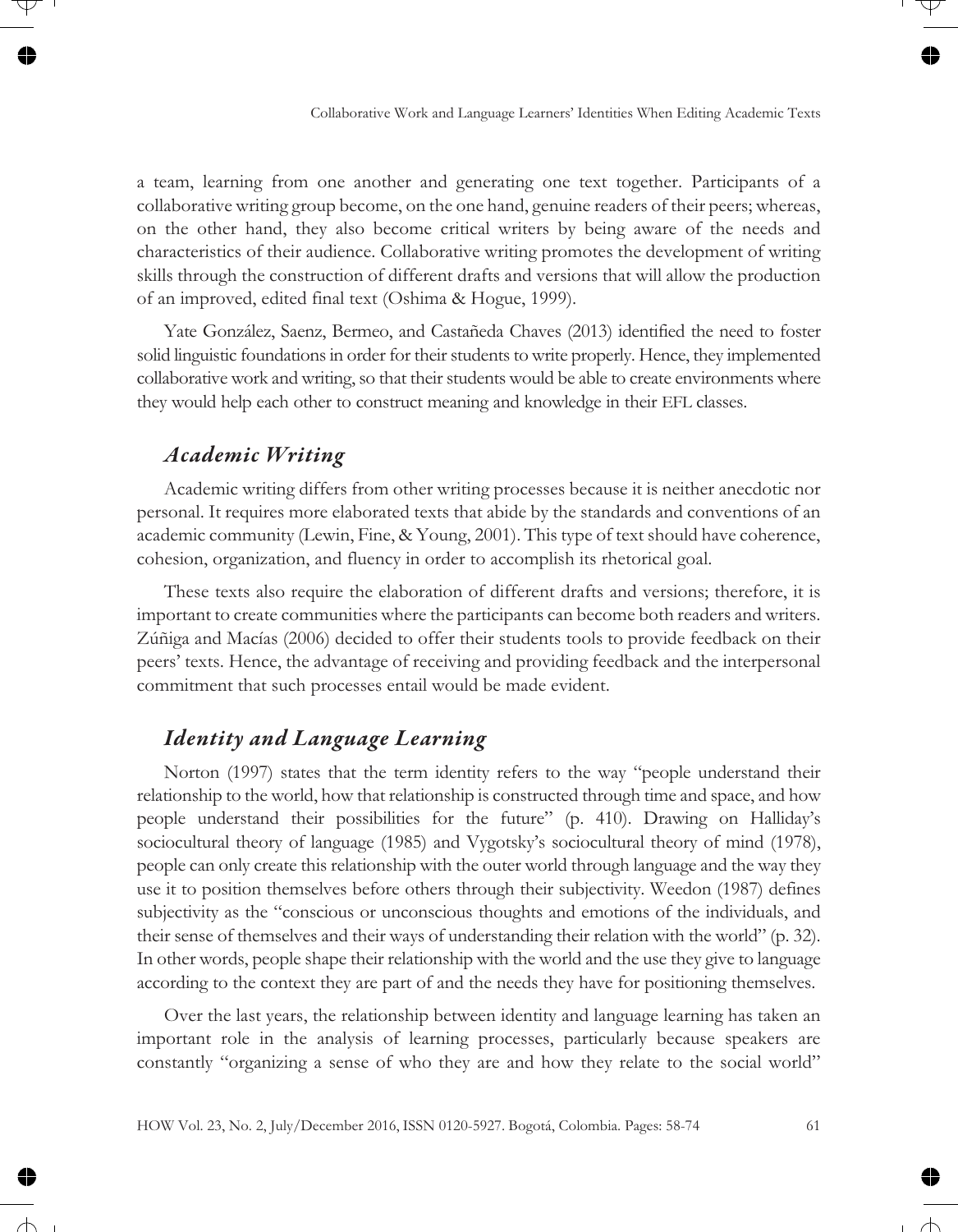a team, learning from one another and generating one text together. Participants of a collaborative writing group become, on the one hand, genuine readers of their peers; whereas, on the other hand, they also become critical writers by being aware of the needs and characteristics of their audience. Collaborative writing promotes the development of writing skills through the construction of different drafts and versions that will allow the production of an improved, edited final text (Oshima & Hogue, 1999).

Yate González, Saenz, Bermeo, and Castañeda Chaves (2013) identified the need to foster solid linguistic foundations in order for their students to write properly. Hence, they implemented collaborative work and writing, so that their students would be able to create environments where they would help each other to construct meaning and knowledge in their EFL classes.

## *Academic Writing*

Academic writing differs from other writing processes because it is neither anecdotic nor personal. It requires more elaborated texts that abide by the standards and conventions of an academic community (Lewin, Fine, & Young, 2001). This type of text should have coherence, cohesion, organization, and fluency in order to accomplish its rhetorical goal.

These texts also require the elaboration of different drafts and versions; therefore, it is important to create communities where the participants can become both readers and writers. Zúñiga and Macías (2006) decided to offer their students tools to provide feedback on their peers' texts. Hence, the advantage of receiving and providing feedback and the interpersonal commitment that such processes entail would be made evident.

## *Identity and Language Learning*

Norton (1997) states that the term identity refers to the way "people understand their relationship to the world, how that relationship is constructed through time and space, and how people understand their possibilities for the future" (p. 410). Drawing on Halliday's sociocultural theory of language (1985) and Vygotsky's sociocultural theory of mind (1978), people can only create this relationship with the outer world through language and the way they use it to position themselves before others through their subjectivity. Weedon (1987) defines subjectivity as the "conscious or unconscious thoughts and emotions of the individuals, and their sense of themselves and their ways of understanding their relation with the world" (p. 32). In other words, people shape their relationship with the world and the use they give to language according to the context they are part of and the needs they have for positioning themselves.

Over the last years, the relationship between identity and language learning has taken an important role in the analysis of learning processes, particularly because speakers are constantly "organizing a sense of who they are and how they relate to the social world"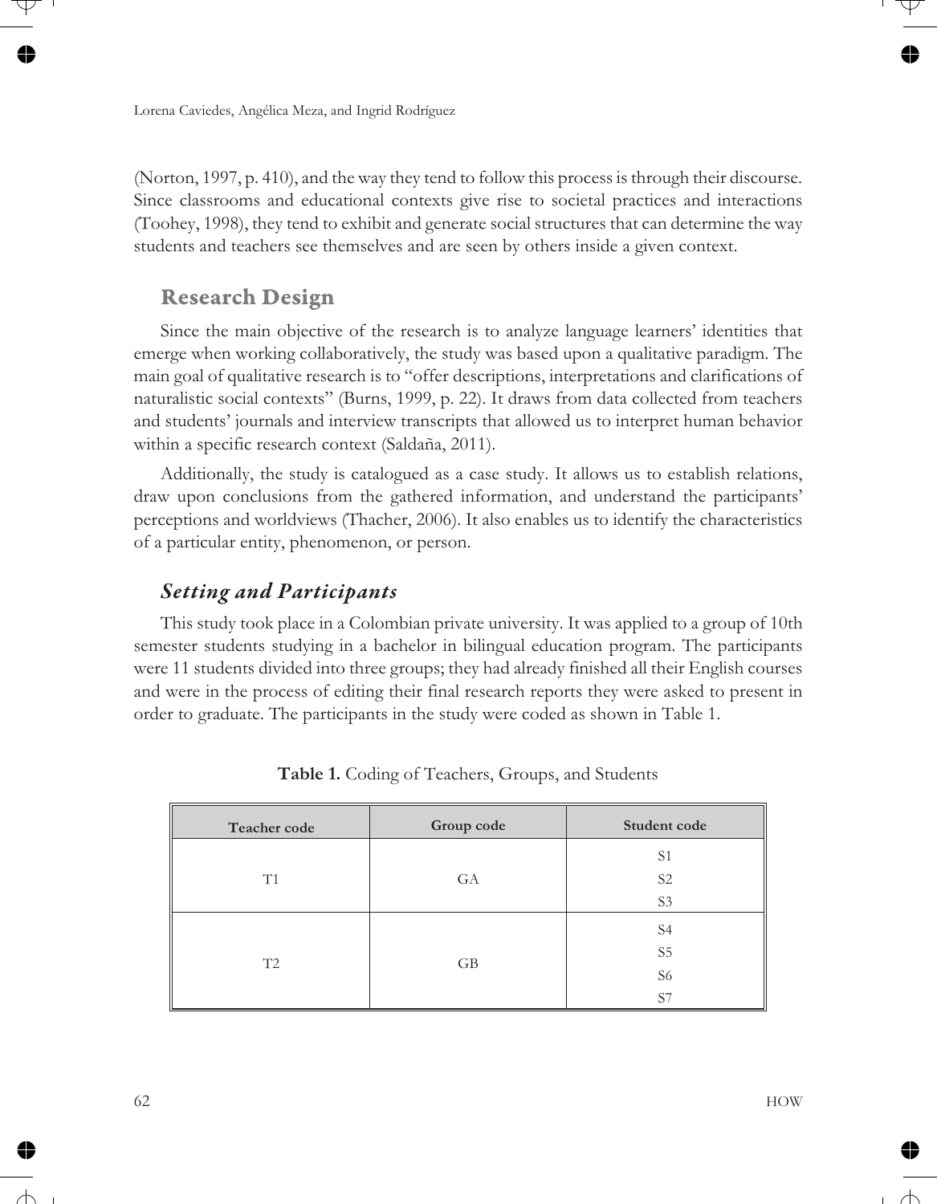(Norton, 1997, p. 410), and the way they tend to follow this process is through their discourse. Since classrooms and educational contexts give rise to societal practices and interactions (Toohey, 1998), they tend to exhibit and generate social structures that can determine the way students and teachers see themselves and are seen by others inside a given context.

## Research Design

Since the main objective of the research is to analyze language learners' identities that emerge when working collaboratively, the study was based upon a qualitative paradigm. The main goal of qualitative research is to "offer descriptions, interpretations and clarifications of naturalistic social contexts" (Burns, 1999, p. 22). It draws from data collected from teachers and students' journals and interview transcripts that allowed us to interpret human behavior within a specific research context (Saldaña, 2011).

Additionally, the study is catalogued as a case study. It allows us to establish relations, draw upon conclusions from the gathered information, and understand the participants' perceptions and worldviews (Thacher, 2006). It also enables us to identify the characteristics of a particular entity, phenomenon, or person.

### *Setting and Participants*

This study took place in a Colombian private university. It was applied to a group of 10th semester students studying in a bachelor in bilingual education program. The participants were 11 students divided into three groups; they had already finished all their English courses and were in the process of editing their final research reports they were asked to present in order to graduate. The participants in the study were coded as shown in Table 1.

**Table 1.** Coding of Teachers, Groups, and Students

| Teacher code | Group code | Student code |
|---|---|---|
| T1 | GA | S1<br>S2<br>S3 |
| T2 | GB | S4<br>S5<br>S6<br>S7 |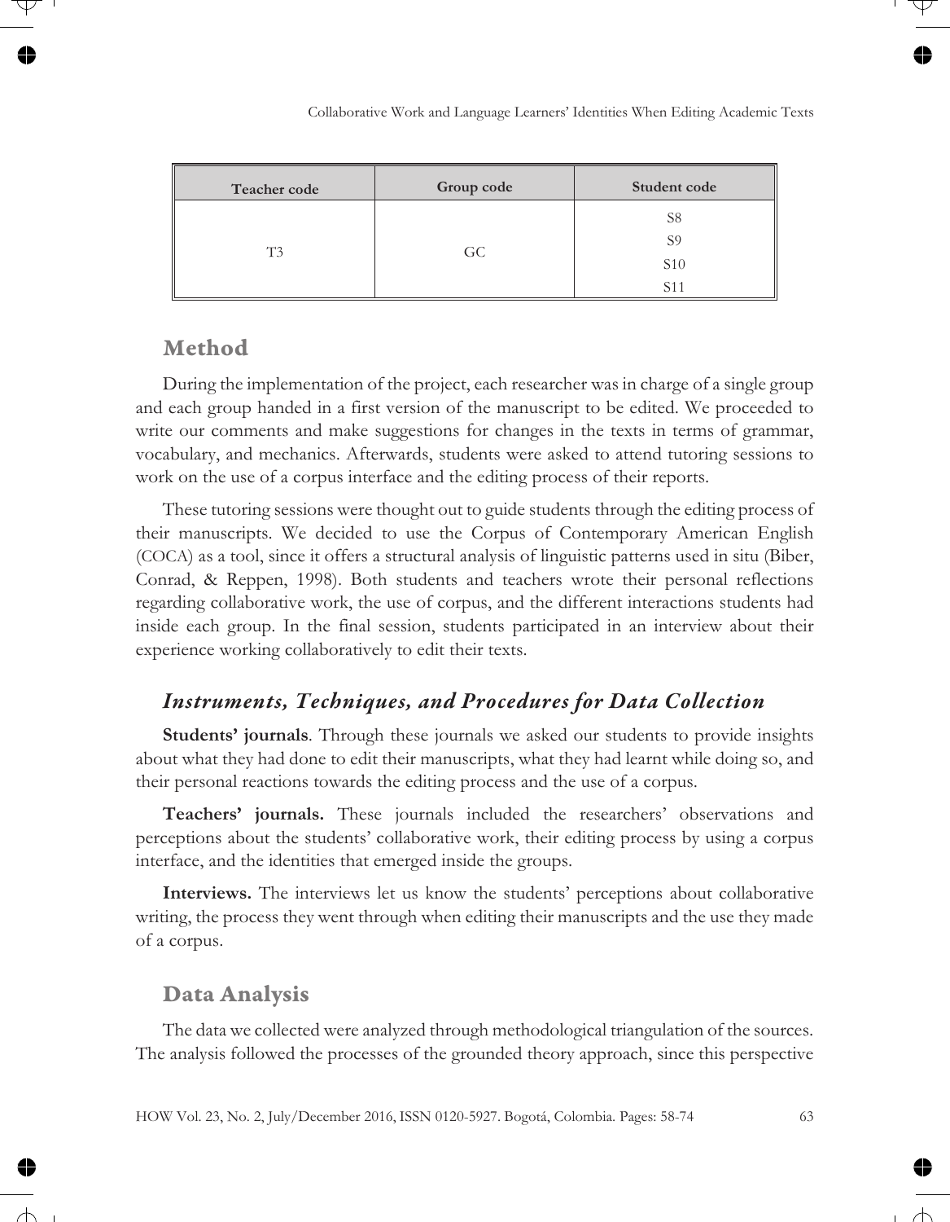| Teacher code | Group code | Student code |
|---|---|---|
| T3 | GC | S8 |
| | | S9 |
| | | S10 |
| | | S11 |

## Method

During the implementation of the project, each researcher was in charge of a single group and each group handed in a first version of the manuscript to be edited. We proceeded to write our comments and make suggestions for changes in the texts in terms of grammar, vocabulary, and mechanics. Afterwards, students were asked to attend tutoring sessions to work on the use of a corpus interface and the editing process of their reports.

These tutoring sessions were thought out to guide students through the editing process of their manuscripts. We decided to use the Corpus of Contemporary American English (COCA) as a tool, since it offers a structural analysis of linguistic patterns used in situ (Biber, Conrad, & Reppen, 1998). Both students and teachers wrote their personal reflections regarding collaborative work, the use of corpus, and the different interactions students had inside each group. In the final session, students participated in an interview about their experience working collaboratively to edit their texts.

### *Instruments, Techniques, and Procedures for Data Collection*

**Students' journals**. Through these journals we asked our students to provide insights about what they had done to edit their manuscripts, what they had learnt while doing so, and their personal reactions towards the editing process and the use of a corpus.

**Teachers' journals.** These journals included the researchers' observations and perceptions about the students' collaborative work, their editing process by using a corpus interface, and the identities that emerged inside the groups.

**Interviews.** The interviews let us know the students' perceptions about collaborative writing, the process they went through when editing their manuscripts and the use they made of a corpus.

## Data Analysis

The data we collected were analyzed through methodological triangulation of the sources. The analysis followed the processes of the grounded theory approach, since this perspective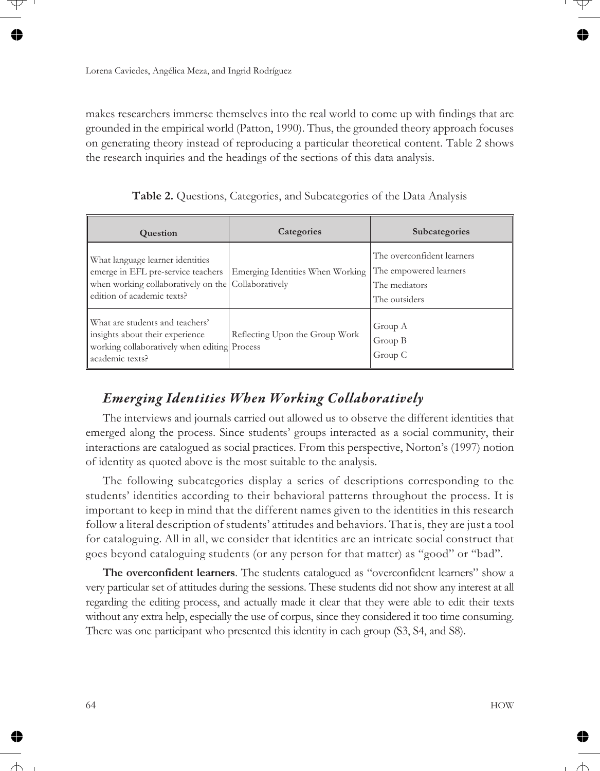makes researchers immerse themselves into the real world to come up with findings that are grounded in the empirical world (Patton, 1990). Thus, the grounded theory approach focuses on generating theory instead of reproducing a particular theoretical content. Table 2 shows the research inquiries and the headings of the sections of this data analysis.

**Table 2.** Questions, Categories, and Subcategories of the Data Analysis

| Question | Categories | Subcategories |
|---|---|---|
| What language learner identities emerge in EFL pre-service teachers when working collaboratively on the edition of academic texts? | Emerging Identities When Working Collaboratively | The overconfident learners<br>The empowered learners<br>The mediators<br>The outsiders |
| What are students and teachers' insights about their experience working collaboratively when editing academic texts? | Reflecting Upon the Group Work Process | Group A<br>Group B<br>Group C |

## *Emerging Identities When Working Collaboratively*

The interviews and journals carried out allowed us to observe the different identities that emerged along the process. Since students' groups interacted as a social community, their interactions are catalogued as social practices. From this perspective, Norton's (1997) notion of identity as quoted above is the most suitable to the analysis.

The following subcategories display a series of descriptions corresponding to the students' identities according to their behavioral patterns throughout the process. It is important to keep in mind that the different names given to the identities in this research follow a literal description of students' attitudes and behaviors. That is, they are just a tool for cataloguing. All in all, we consider that identities are an intricate social construct that goes beyond cataloguing students (or any person for that matter) as "good" or "bad".

**The overconfident learners**. The students catalogued as "overconfident learners" show a very particular set of attitudes during the sessions. These students did not show any interest at all regarding the editing process, and actually made it clear that they were able to edit their texts without any extra help, especially the use of corpus, since they considered it too time consuming. There was one participant who presented this identity in each group (S3, S4, and S8).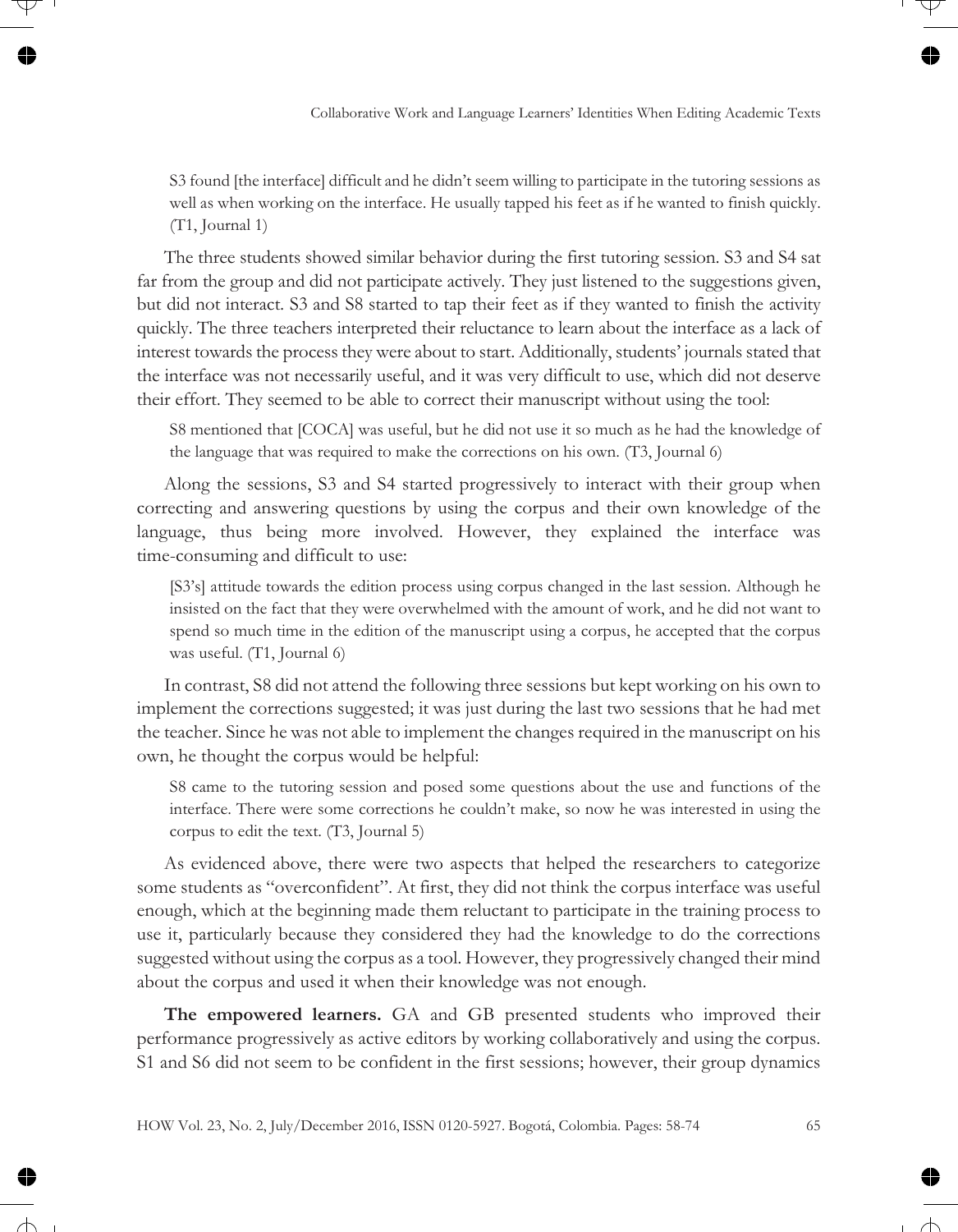> S3 found [the interface] difficult and he didn't seem willing to participate in the tutoring sessions as well as when working on the interface. He usually tapped his feet as if he wanted to finish quickly. (T1, Journal 1)

The three students showed similar behavior during the first tutoring session. S3 and S4 sat far from the group and did not participate actively. They just listened to the suggestions given, but did not interact. S3 and S8 started to tap their feet as if they wanted to finish the activity quickly. The three teachers interpreted their reluctance to learn about the interface as a lack of interest towards the process they were about to start. Additionally, students' journals stated that the interface was not necessarily useful, and it was very difficult to use, which did not deserve their effort. They seemed to be able to correct their manuscript without using the tool:

> S8 mentioned that [COCA] was useful, but he did not use it so much as he had the knowledge of the language that was required to make the corrections on his own. (T3, Journal 6)

Along the sessions, S3 and S4 started progressively to interact with their group when correcting and answering questions by using the corpus and their own knowledge of the language, thus being more involved. However, they explained the interface was time-consuming and difficult to use:

> [S3's] attitude towards the edition process using corpus changed in the last session. Although he insisted on the fact that they were overwhelmed with the amount of work, and he did not want to spend so much time in the edition of the manuscript using a corpus, he accepted that the corpus was useful. (T1, Journal 6)

In contrast, S8 did not attend the following three sessions but kept working on his own to implement the corrections suggested; it was just during the last two sessions that he had met the teacher. Since he was not able to implement the changes required in the manuscript on his own, he thought the corpus would be helpful:

> S8 came to the tutoring session and posed some questions about the use and functions of the interface. There were some corrections he couldn't make, so now he was interested in using the corpus to edit the text. (T3, Journal 5)

As evidenced above, there were two aspects that helped the researchers to categorize some students as "overconfident". At first, they did not think the corpus interface was useful enough, which at the beginning made them reluctant to participate in the training process to use it, particularly because they considered they had the knowledge to do the corrections suggested without using the corpus as a tool. However, they progressively changed their mind about the corpus and used it when their knowledge was not enough.

**The empowered learners.** GA and GB presented students who improved their performance progressively as active editors by working collaboratively and using the corpus. S1 and S6 did not seem to be confident in the first sessions; however, their group dynamics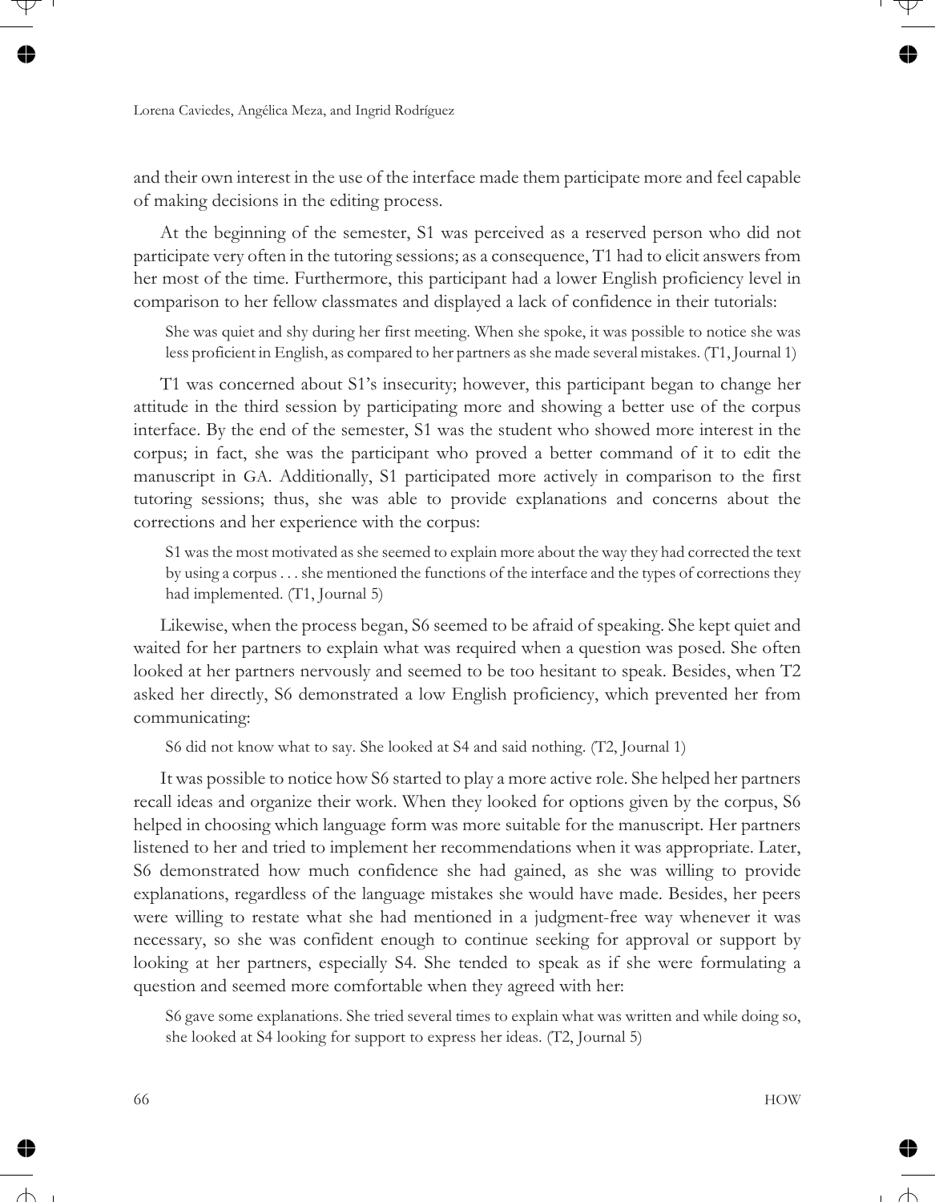and their own interest in the use of the interface made them participate more and feel capable of making decisions in the editing process.

At the beginning of the semester, S1 was perceived as a reserved person who did not participate very often in the tutoring sessions; as a consequence, T1 had to elicit answers from her most of the time. Furthermore, this participant had a lower English proficiency level in comparison to her fellow classmates and displayed a lack of confidence in their tutorials:

> She was quiet and shy during her first meeting. When she spoke, it was possible to notice she was less proficient in English, as compared to her partners as she made several mistakes. (T1, Journal 1)

T1 was concerned about S1's insecurity; however, this participant began to change her attitude in the third session by participating more and showing a better use of the corpus interface. By the end of the semester, S1 was the student who showed more interest in the corpus; in fact, she was the participant who proved a better command of it to edit the manuscript in GA. Additionally, S1 participated more actively in comparison to the first tutoring sessions; thus, she was able to provide explanations and concerns about the corrections and her experience with the corpus:

> S1 was the most motivated as she seemed to explain more about the way they had corrected the text by using a corpus . . . she mentioned the functions of the interface and the types of corrections they had implemented. (T1, Journal 5)

Likewise, when the process began, S6 seemed to be afraid of speaking. She kept quiet and waited for her partners to explain what was required when a question was posed. She often looked at her partners nervously and seemed to be too hesitant to speak. Besides, when T2 asked her directly, S6 demonstrated a low English proficiency, which prevented her from communicating:

> S6 did not know what to say. She looked at S4 and said nothing. (T2, Journal 1)

It was possible to notice how S6 started to play a more active role. She helped her partners recall ideas and organize their work. When they looked for options given by the corpus, S6 helped in choosing which language form was more suitable for the manuscript. Her partners listened to her and tried to implement her recommendations when it was appropriate. Later, S6 demonstrated how much confidence she had gained, as she was willing to provide explanations, regardless of the language mistakes she would have made. Besides, her peers were willing to restate what she had mentioned in a judgment-free way whenever it was necessary, so she was confident enough to continue seeking for approval or support by looking at her partners, especially S4. She tended to speak as if she were formulating a question and seemed more comfortable when they agreed with her:

> S6 gave some explanations. She tried several times to explain what was written and while doing so, she looked at S4 looking for support to express her ideas. (T2, Journal 5)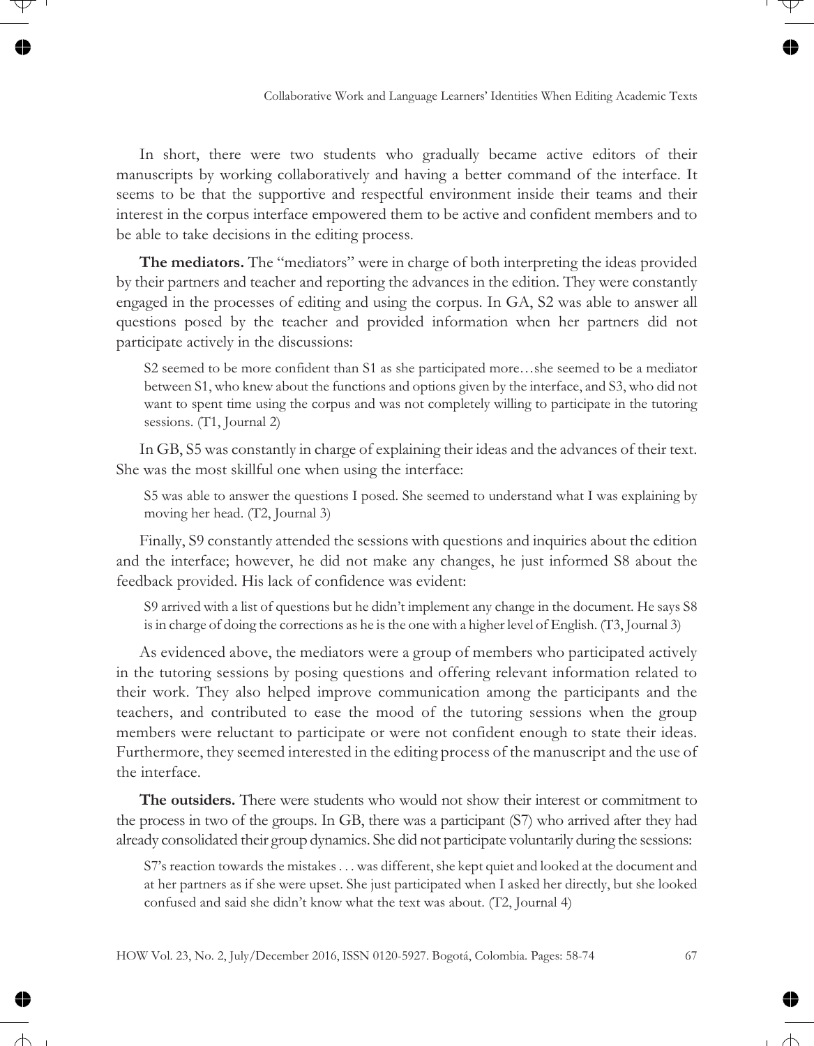In short, there were two students who gradually became active editors of their manuscripts by working collaboratively and having a better command of the interface. It seems to be that the supportive and respectful environment inside their teams and their interest in the corpus interface empowered them to be active and confident members and to be able to take decisions in the editing process.

**The mediators.** The "mediators" were in charge of both interpreting the ideas provided by their partners and teacher and reporting the advances in the edition. They were constantly engaged in the processes of editing and using the corpus. In GA, S2 was able to answer all questions posed by the teacher and provided information when her partners did not participate actively in the discussions:

> S2 seemed to be more confident than S1 as she participated more…she seemed to be a mediator between S1, who knew about the functions and options given by the interface, and S3, who did not want to spent time using the corpus and was not completely willing to participate in the tutoring sessions. (T1, Journal 2)

In GB, S5 was constantly in charge of explaining their ideas and the advances of their text. She was the most skillful one when using the interface:

> S5 was able to answer the questions I posed. She seemed to understand what I was explaining by moving her head. (T2, Journal 3)

Finally, S9 constantly attended the sessions with questions and inquiries about the edition and the interface; however, he did not make any changes, he just informed S8 about the feedback provided. His lack of confidence was evident:

> S9 arrived with a list of questions but he didn't implement any change in the document. He says S8 is in charge of doing the corrections as he is the one with a higher level of English. (T3, Journal 3)

As evidenced above, the mediators were a group of members who participated actively in the tutoring sessions by posing questions and offering relevant information related to their work. They also helped improve communication among the participants and the teachers, and contributed to ease the mood of the tutoring sessions when the group members were reluctant to participate or were not confident enough to state their ideas. Furthermore, they seemed interested in the editing process of the manuscript and the use of the interface.

**The outsiders.** There were students who would not show their interest or commitment to the process in two of the groups. In GB, there was a participant (S7) who arrived after they had already consolidated their group dynamics. She did not participate voluntarily during the sessions:

> S7's reaction towards the mistakes . . . was different, she kept quiet and looked at the document and at her partners as if she were upset. She just participated when I asked her directly, but she looked confused and said she didn't know what the text was about. (T2, Journal 4)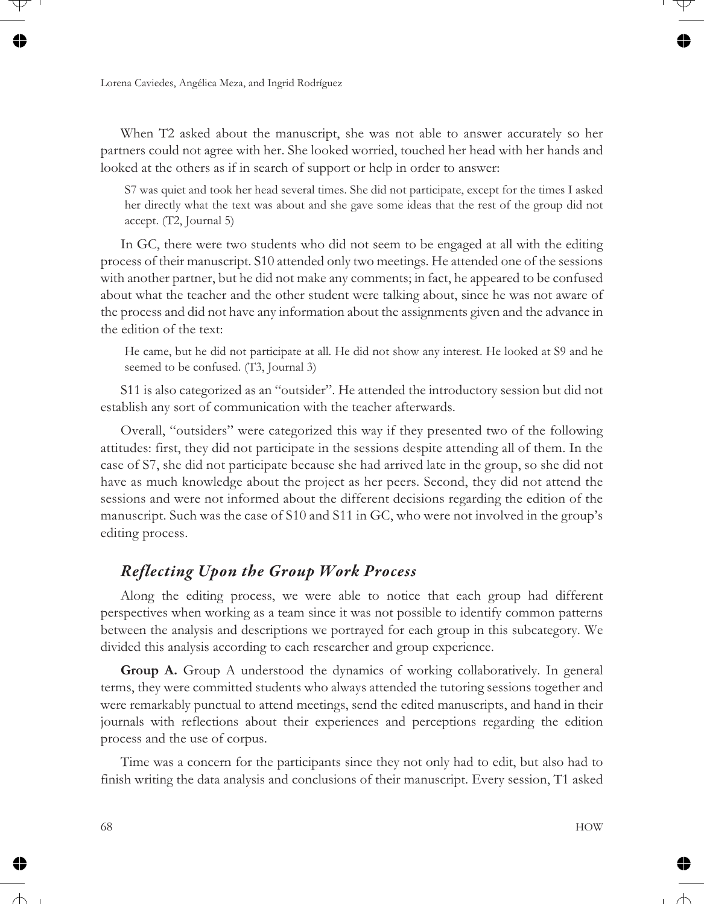When T2 asked about the manuscript, she was not able to answer accurately so her partners could not agree with her. She looked worried, touched her head with her hands and looked at the others as if in search of support or help in order to answer:

> S7 was quiet and took her head several times. She did not participate, except for the times I asked her directly what the text was about and she gave some ideas that the rest of the group did not accept. (T2, Journal 5)

In GC, there were two students who did not seem to be engaged at all with the editing process of their manuscript. S10 attended only two meetings. He attended one of the sessions with another partner, but he did not make any comments; in fact, he appeared to be confused about what the teacher and the other student were talking about, since he was not aware of the process and did not have any information about the assignments given and the advance in the edition of the text:

> He came, but he did not participate at all. He did not show any interest. He looked at S9 and he seemed to be confused. (T3, Journal 3)

S11 is also categorized as an "outsider". He attended the introductory session but did not establish any sort of communication with the teacher afterwards.

Overall, "outsiders" were categorized this way if they presented two of the following attitudes: first, they did not participate in the sessions despite attending all of them. In the case of S7, she did not participate because she had arrived late in the group, so she did not have as much knowledge about the project as her peers. Second, they did not attend the sessions and were not informed about the different decisions regarding the edition of the manuscript. Such was the case of S10 and S11 in GC, who were not involved in the group's editing process.

## *Reflecting Upon the Group Work Process*

Along the editing process, we were able to notice that each group had different perspectives when working as a team since it was not possible to identify common patterns between the analysis and descriptions we portrayed for each group in this subcategory. We divided this analysis according to each researcher and group experience.

**Group A.** Group A understood the dynamics of working collaboratively. In general terms, they were committed students who always attended the tutoring sessions together and were remarkably punctual to attend meetings, send the edited manuscripts, and hand in their journals with reflections about their experiences and perceptions regarding the edition process and the use of corpus.

Time was a concern for the participants since they not only had to edit, but also had to finish writing the data analysis and conclusions of their manuscript. Every session, T1 asked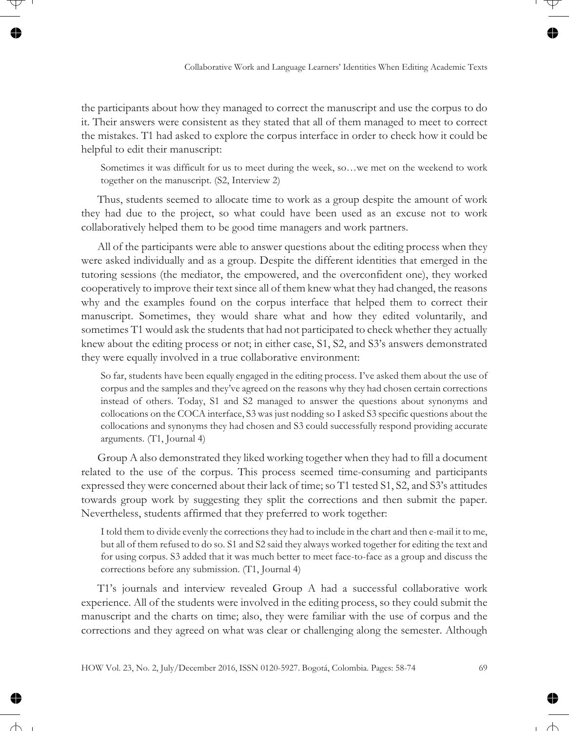the participants about how they managed to correct the manuscript and use the corpus to do it. Their answers were consistent as they stated that all of them managed to meet to correct the mistakes. T1 had asked to explore the corpus interface in order to check how it could be helpful to edit their manuscript:

> Sometimes it was difficult for us to meet during the week, so…we met on the weekend to work together on the manuscript. (S2, Interview 2)

Thus, students seemed to allocate time to work as a group despite the amount of work they had due to the project, so what could have been used as an excuse not to work collaboratively helped them to be good time managers and work partners.

All of the participants were able to answer questions about the editing process when they were asked individually and as a group. Despite the different identities that emerged in the tutoring sessions (the mediator, the empowered, and the overconfident one), they worked cooperatively to improve their text since all of them knew what they had changed, the reasons why and the examples found on the corpus interface that helped them to correct their manuscript. Sometimes, they would share what and how they edited voluntarily, and sometimes T1 would ask the students that had not participated to check whether they actually knew about the editing process or not; in either case, S1, S2, and S3's answers demonstrated they were equally involved in a true collaborative environment:

> So far, students have been equally engaged in the editing process. I've asked them about the use of corpus and the samples and they've agreed on the reasons why they had chosen certain corrections instead of others. Today, S1 and S2 managed to answer the questions about synonyms and collocations on the COCA interface, S3 was just nodding so I asked S3 specific questions about the collocations and synonyms they had chosen and S3 could successfully respond providing accurate arguments. (T1, Journal 4)

Group A also demonstrated they liked working together when they had to fill a document related to the use of the corpus. This process seemed time-consuming and participants expressed they were concerned about their lack of time; so T1 tested S1, S2, and S3's attitudes towards group work by suggesting they split the corrections and then submit the paper. Nevertheless, students affirmed that they preferred to work together:

> I told them to divide evenly the corrections they had to include in the chart and then e-mail it to me, but all of them refused to do so. S1 and S2 said they always worked together for editing the text and for using corpus. S3 added that it was much better to meet face-to-face as a group and discuss the corrections before any submission. (T1, Journal 4)

T1's journals and interview revealed Group A had a successful collaborative work experience. All of the students were involved in the editing process, so they could submit the manuscript and the charts on time; also, they were familiar with the use of corpus and the corrections and they agreed on what was clear or challenging along the semester. Although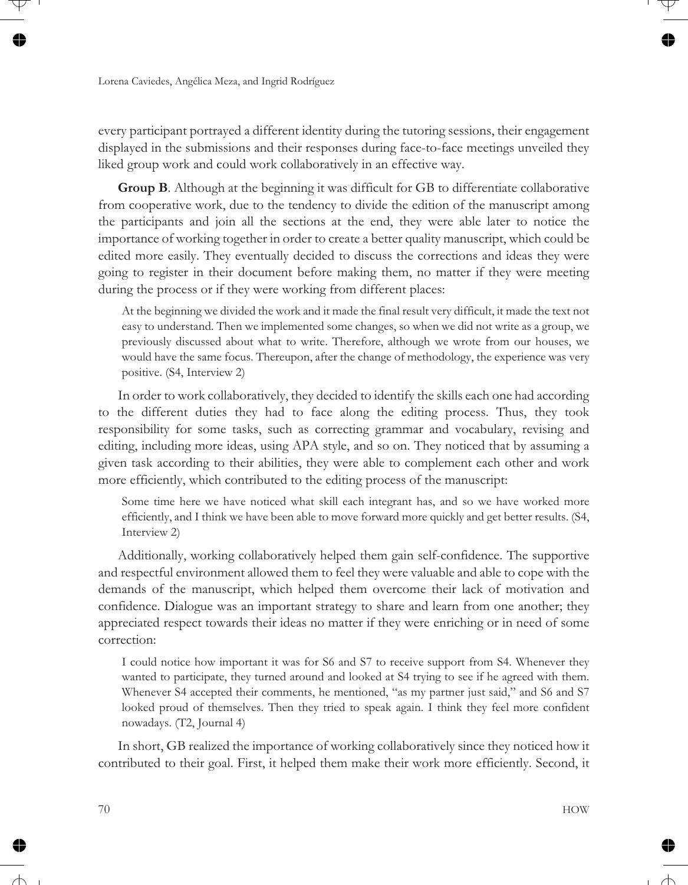every participant portrayed a different identity during the tutoring sessions, their engagement displayed in the submissions and their responses during face-to-face meetings unveiled they liked group work and could work collaboratively in an effective way.

**Group B**. Although at the beginning it was difficult for GB to differentiate collaborative from cooperative work, due to the tendency to divide the edition of the manuscript among the participants and join all the sections at the end, they were able later to notice the importance of working together in order to create a better quality manuscript, which could be edited more easily. They eventually decided to discuss the corrections and ideas they were going to register in their document before making them, no matter if they were meeting during the process or if they were working from different places:

> At the beginning we divided the work and it made the final result very difficult, it made the text not easy to understand. Then we implemented some changes, so when we did not write as a group, we previously discussed about what to write. Therefore, although we wrote from our houses, we would have the same focus. Thereupon, after the change of methodology, the experience was very positive. (S4, Interview 2)

In order to work collaboratively, they decided to identify the skills each one had according to the different duties they had to face along the editing process. Thus, they took responsibility for some tasks, such as correcting grammar and vocabulary, revising and editing, including more ideas, using APA style, and so on. They noticed that by assuming a given task according to their abilities, they were able to complement each other and work more efficiently, which contributed to the editing process of the manuscript:

> Some time here we have noticed what skill each integrant has, and so we have worked more efficiently, and I think we have been able to move forward more quickly and get better results. (S4, Interview 2)

Additionally, working collaboratively helped them gain self-confidence. The supportive and respectful environment allowed them to feel they were valuable and able to cope with the demands of the manuscript, which helped them overcome their lack of motivation and confidence. Dialogue was an important strategy to share and learn from one another; they appreciated respect towards their ideas no matter if they were enriching or in need of some correction:

> I could notice how important it was for S6 and S7 to receive support from S4. Whenever they wanted to participate, they turned around and looked at S4 trying to see if he agreed with them. Whenever S4 accepted their comments, he mentioned, "as my partner just said," and S6 and S7 looked proud of themselves. Then they tried to speak again. I think they feel more confident nowadays. (T2, Journal 4)

In short, GB realized the importance of working collaboratively since they noticed how it contributed to their goal. First, it helped them make their work more efficiently. Second, it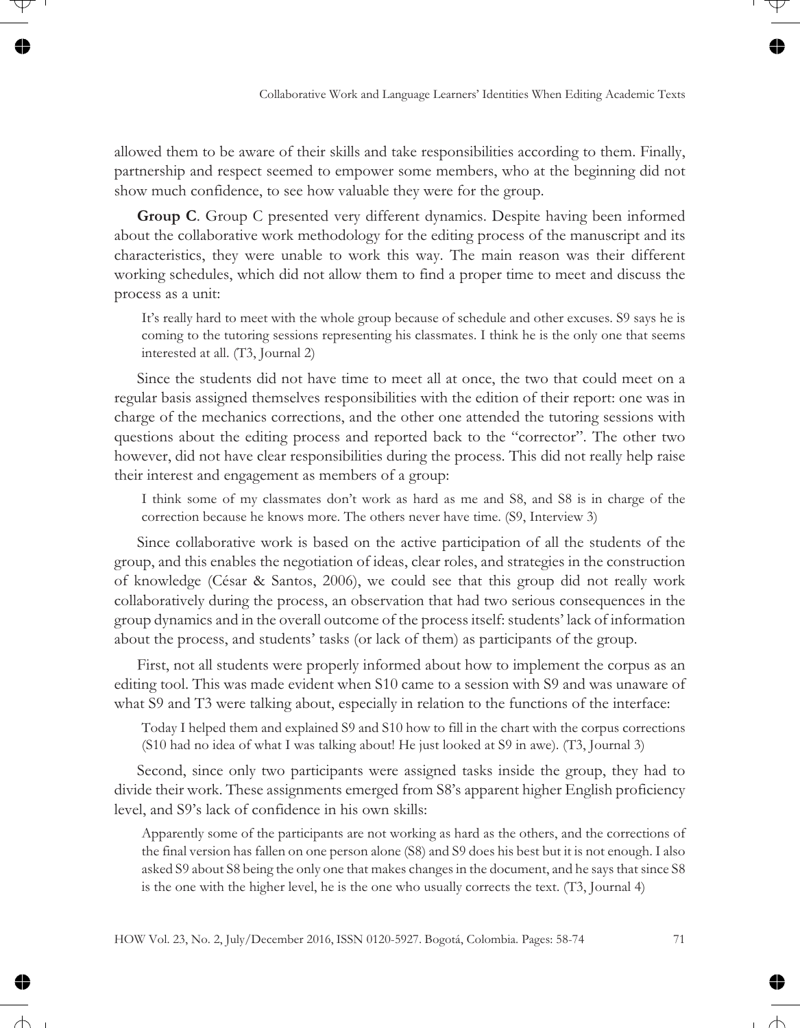allowed them to be aware of their skills and take responsibilities according to them. Finally, partnership and respect seemed to empower some members, who at the beginning did not show much confidence, to see how valuable they were for the group.

**Group C**. Group C presented very different dynamics. Despite having been informed about the collaborative work methodology for the editing process of the manuscript and its characteristics, they were unable to work this way. The main reason was their different working schedules, which did not allow them to find a proper time to meet and discuss the process as a unit:

> It's really hard to meet with the whole group because of schedule and other excuses. S9 says he is coming to the tutoring sessions representing his classmates. I think he is the only one that seems interested at all. (T3, Journal 2)

Since the students did not have time to meet all at once, the two that could meet on a regular basis assigned themselves responsibilities with the edition of their report: one was in charge of the mechanics corrections, and the other one attended the tutoring sessions with questions about the editing process and reported back to the "corrector". The other two however, did not have clear responsibilities during the process. This did not really help raise their interest and engagement as members of a group:

> I think some of my classmates don't work as hard as me and S8, and S8 is in charge of the correction because he knows more. The others never have time. (S9, Interview 3)

Since collaborative work is based on the active participation of all the students of the group, and this enables the negotiation of ideas, clear roles, and strategies in the construction of knowledge (César & Santos, 2006), we could see that this group did not really work collaboratively during the process, an observation that had two serious consequences in the group dynamics and in the overall outcome of the process itself: students' lack of information about the process, and students' tasks (or lack of them) as participants of the group.

First, not all students were properly informed about how to implement the corpus as an editing tool. This was made evident when S10 came to a session with S9 and was unaware of what S9 and T3 were talking about, especially in relation to the functions of the interface:

> Today I helped them and explained S9 and S10 how to fill in the chart with the corpus corrections (S10 had no idea of what I was talking about! He just looked at S9 in awe). (T3, Journal 3)

Second, since only two participants were assigned tasks inside the group, they had to divide their work. These assignments emerged from S8's apparent higher English proficiency level, and S9's lack of confidence in his own skills:

> Apparently some of the participants are not working as hard as the others, and the corrections of the final version has fallen on one person alone (S8) and S9 does his best but it is not enough. I also asked S9 about S8 being the only one that makes changes in the document, and he says that since S8 is the one with the higher level, he is the one who usually corrects the text. (T3, Journal 4)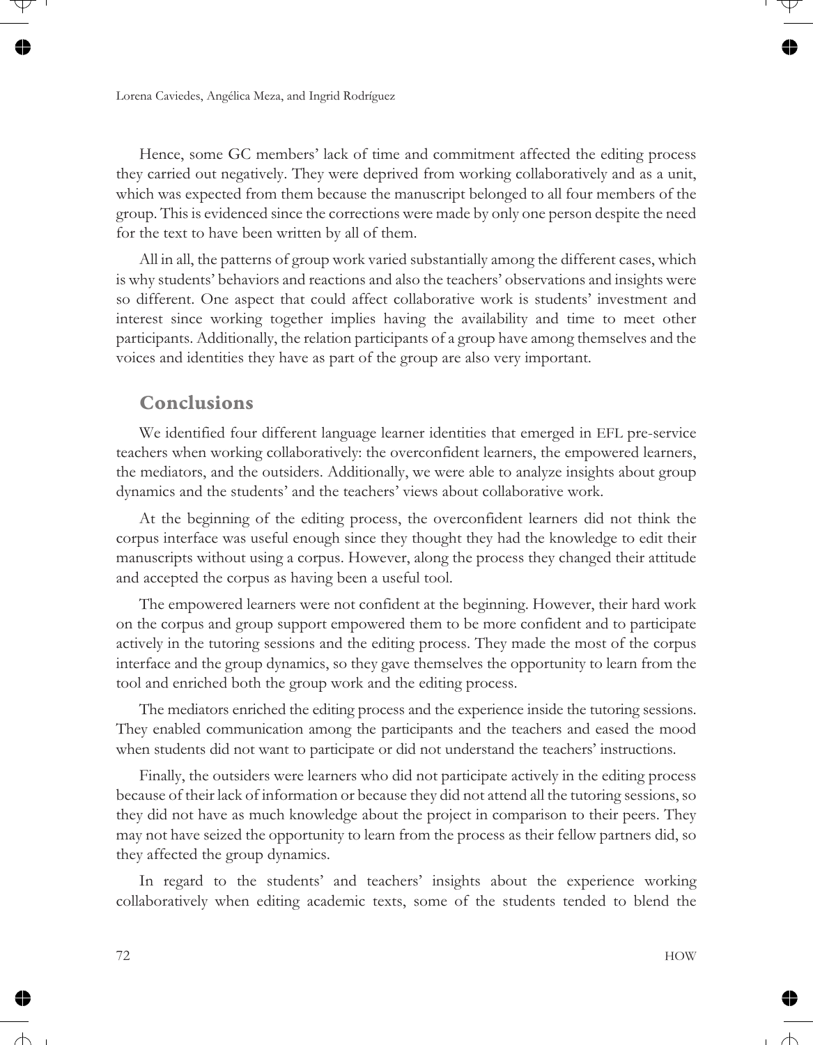Hence, some GC members' lack of time and commitment affected the editing process they carried out negatively. They were deprived from working collaboratively and as a unit, which was expected from them because the manuscript belonged to all four members of the group. This is evidenced since the corrections were made by only one person despite the need for the text to have been written by all of them.

All in all, the patterns of group work varied substantially among the different cases, which is why students' behaviors and reactions and also the teachers' observations and insights were so different. One aspect that could affect collaborative work is students' investment and interest since working together implies having the availability and time to meet other participants. Additionally, the relation participants of a group have among themselves and the voices and identities they have as part of the group are also very important.

## Conclusions

We identified four different language learner identities that emerged in EFL pre-service teachers when working collaboratively: the overconfident learners, the empowered learners, the mediators, and the outsiders. Additionally, we were able to analyze insights about group dynamics and the students' and the teachers' views about collaborative work.

At the beginning of the editing process, the overconfident learners did not think the corpus interface was useful enough since they thought they had the knowledge to edit their manuscripts without using a corpus. However, along the process they changed their attitude and accepted the corpus as having been a useful tool.

The empowered learners were not confident at the beginning. However, their hard work on the corpus and group support empowered them to be more confident and to participate actively in the tutoring sessions and the editing process. They made the most of the corpus interface and the group dynamics, so they gave themselves the opportunity to learn from the tool and enriched both the group work and the editing process.

The mediators enriched the editing process and the experience inside the tutoring sessions. They enabled communication among the participants and the teachers and eased the mood when students did not want to participate or did not understand the teachers' instructions.

Finally, the outsiders were learners who did not participate actively in the editing process because of their lack of information or because they did not attend all the tutoring sessions, so they did not have as much knowledge about the project in comparison to their peers. They may not have seized the opportunity to learn from the process as their fellow partners did, so they affected the group dynamics.

In regard to the students' and teachers' insights about the experience working collaboratively when editing academic texts, some of the students tended to blend the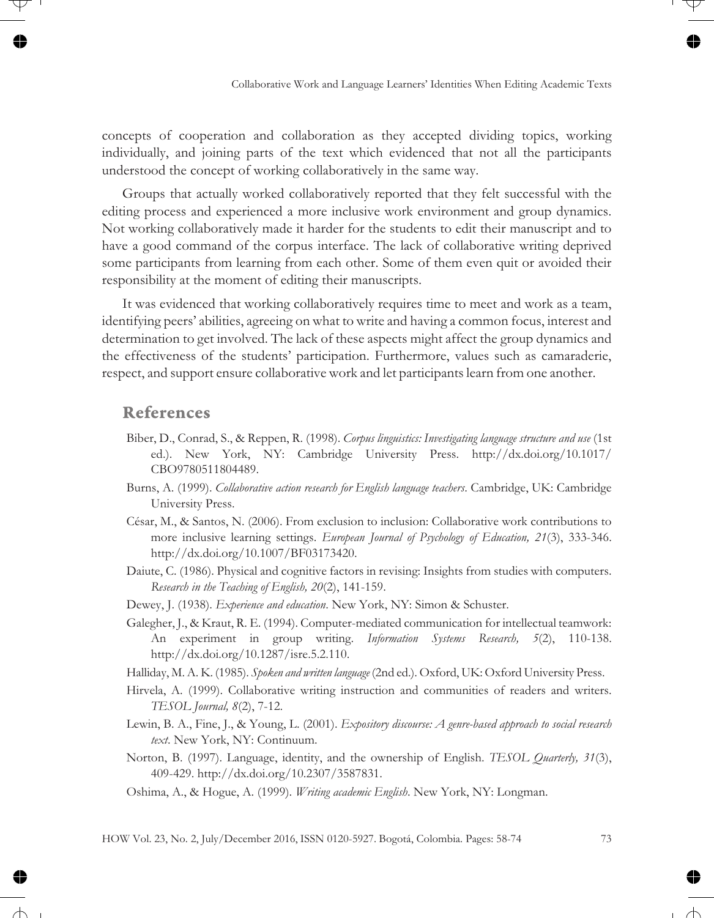concepts of cooperation and collaboration as they accepted dividing topics, working individually, and joining parts of the text which evidenced that not all the participants understood the concept of working collaboratively in the same way.

Groups that actually worked collaboratively reported that they felt successful with the editing process and experienced a more inclusive work environment and group dynamics. Not working collaboratively made it harder for the students to edit their manuscript and to have a good command of the corpus interface. The lack of collaborative writing deprived some participants from learning from each other. Some of them even quit or avoided their responsibility at the moment of editing their manuscripts.

It was evidenced that working collaboratively requires time to meet and work as a team, identifying peers' abilities, agreeing on what to write and having a common focus, interest and determination to get involved. The lack of these aspects might affect the group dynamics and the effectiveness of the students' participation. Furthermore, values such as camaraderie, respect, and support ensure collaborative work and let participants learn from one another.

## References

Biber, D., Conrad, S., & Reppen, R. (1998). *Corpus linguistics: Investigating language structure and use* (1st ed.). New York, NY: Cambridge University Press. http://dx.doi.org/10.1017/CBO9780511804489.

Burns, A. (1999). *Collaborative action research for English language teachers*. Cambridge, UK: Cambridge University Press.

César, M., & Santos, N. (2006). From exclusion to inclusion: Collaborative work contributions to more inclusive learning settings. *European Journal of Psychology of Education, 21*(3), 333-346. http://dx.doi.org/10.1007/BF03173420.

Daiute, C. (1986). Physical and cognitive factors in revising: Insights from studies with computers. *Research in the Teaching of English, 20*(2), 141-159.

Dewey, J. (1938). *Experience and education*. New York, NY: Simon & Schuster.

Galegher, J., & Kraut, R. E. (1994). Computer-mediated communication for intellectual teamwork: An experiment in group writing. *Information Systems Research, 5*(2), 110-138. http://dx.doi.org/10.1287/isre.5.2.110.

Halliday, M. A. K. (1985). *Spoken and written language* (2nd ed.). Oxford, UK: Oxford University Press.

Hirvela, A. (1999). Collaborative writing instruction and communities of readers and writers. *TESOL Journal, 8*(2), 7-12.

Lewin, B. A., Fine, J., & Young, L. (2001). *Expository discourse: A genre-based approach to social research text*. New York, NY: Continuum.

Norton, B. (1997). Language, identity, and the ownership of English. *TESOL Quarterly, 31*(3), 409-429. http://dx.doi.org/10.2307/3587831.

Oshima, A., & Hogue, A. (1999). *Writing academic English*. New York, NY: Longman.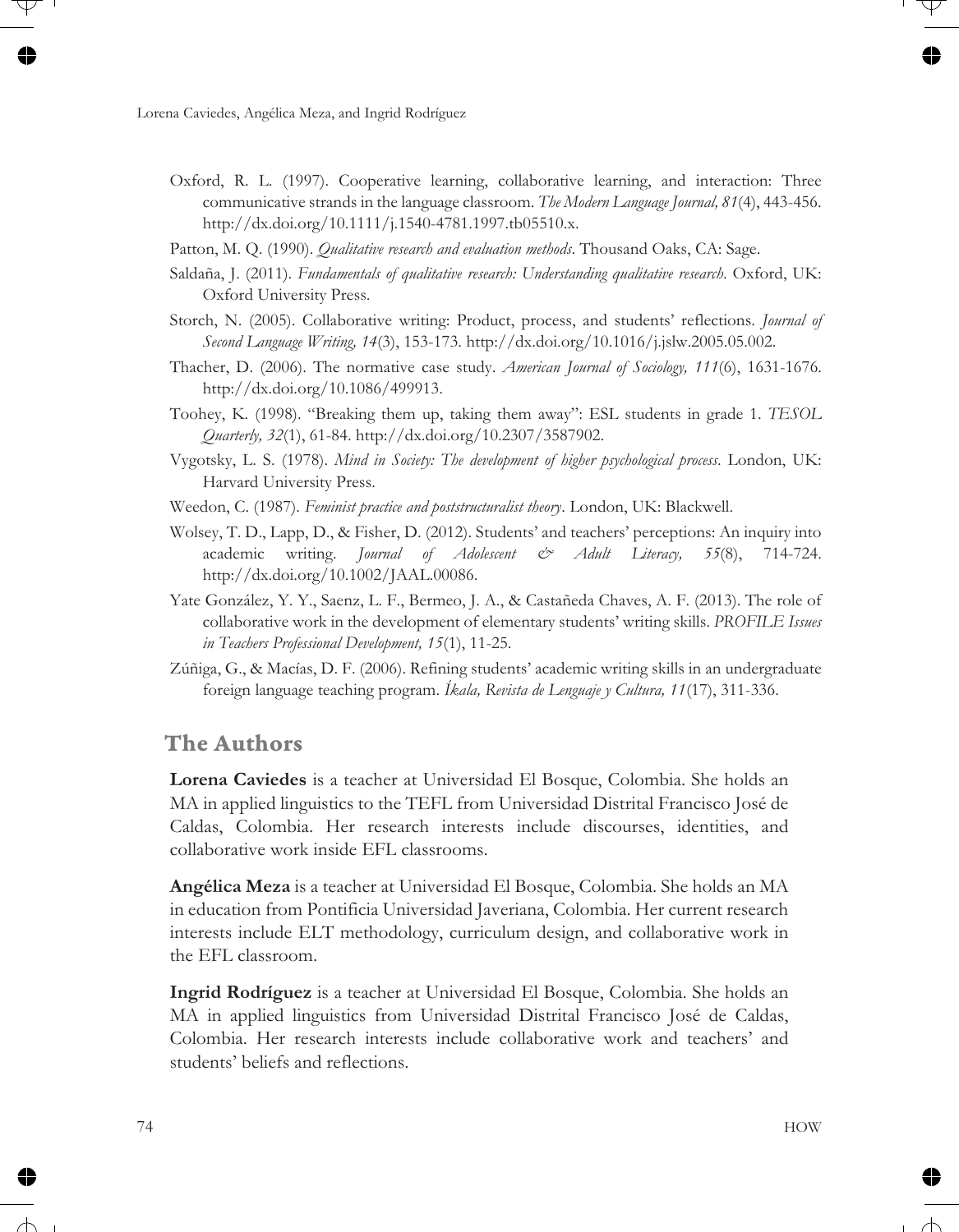Oxford, R. L. (1997). Cooperative learning, collaborative learning, and interaction: Three communicative strands in the language classroom. *The Modern Language Journal, 81*(4), 443-456. http://dx.doi.org/10.1111/j.1540-4781.1997.tb05510.x.

Patton, M. Q. (1990). *Qualitative research and evaluation methods*. Thousand Oaks, CA: Sage.

Saldaña, J. (2011). *Fundamentals of qualitative research: Understanding qualitative research*. Oxford, UK: Oxford University Press.

Storch, N. (2005). Collaborative writing: Product, process, and students' reflections. *Journal of Second Language Writing, 14*(3), 153-173. http://dx.doi.org/10.1016/j.jslw.2005.05.002.

Thacher, D. (2006). The normative case study. *American Journal of Sociology, 111*(6), 1631-1676. http://dx.doi.org/10.1086/499913.

Toohey, K. (1998). "Breaking them up, taking them away": ESL students in grade 1. *TESOL Quarterly, 32*(1), 61-84. http://dx.doi.org/10.2307/3587902.

Vygotsky, L. S. (1978). *Mind in Society: The development of higher psychological process*. London, UK: Harvard University Press.

Weedon, C. (1987). *Feminist practice and poststructuralist theory*. London, UK: Blackwell.

Wolsey, T. D., Lapp, D., & Fisher, D. (2012). Students' and teachers' perceptions: An inquiry into academic writing. *Journal of Adolescent & Adult Literacy, 55*(8), 714-724. http://dx.doi.org/10.1002/JAAL.00086.

Yate González, Y. Y., Saenz, L. F., Bermeo, J. A., & Castañeda Chaves, A. F. (2013). The role of collaborative work in the development of elementary students' writing skills. *PROFILE Issues in Teachers Professional Development, 15*(1), 11-25.

Zúñiga, G., & Macías, D. F. (2006). Refining students' academic writing skills in an undergraduate foreign language teaching program. *Íkala, Revista de Lenguaje y Cultura, 11*(17), 311-336.

## The Authors

**Lorena Caviedes** is a teacher at Universidad El Bosque, Colombia. She holds an MA in applied linguistics to the TEFL from Universidad Distrital Francisco José de Caldas, Colombia. Her research interests include discourses, identities, and collaborative work inside EFL classrooms.

**Angélica Meza** is a teacher at Universidad El Bosque, Colombia. She holds an MA in education from Pontificia Universidad Javeriana, Colombia. Her current research interests include ELT methodology, curriculum design, and collaborative work in the EFL classroom.

**Ingrid Rodríguez** is a teacher at Universidad El Bosque, Colombia. She holds an MA in applied linguistics from Universidad Distrital Francisco José de Caldas, Colombia. Her research interests include collaborative work and teachers' and students' beliefs and reflections.